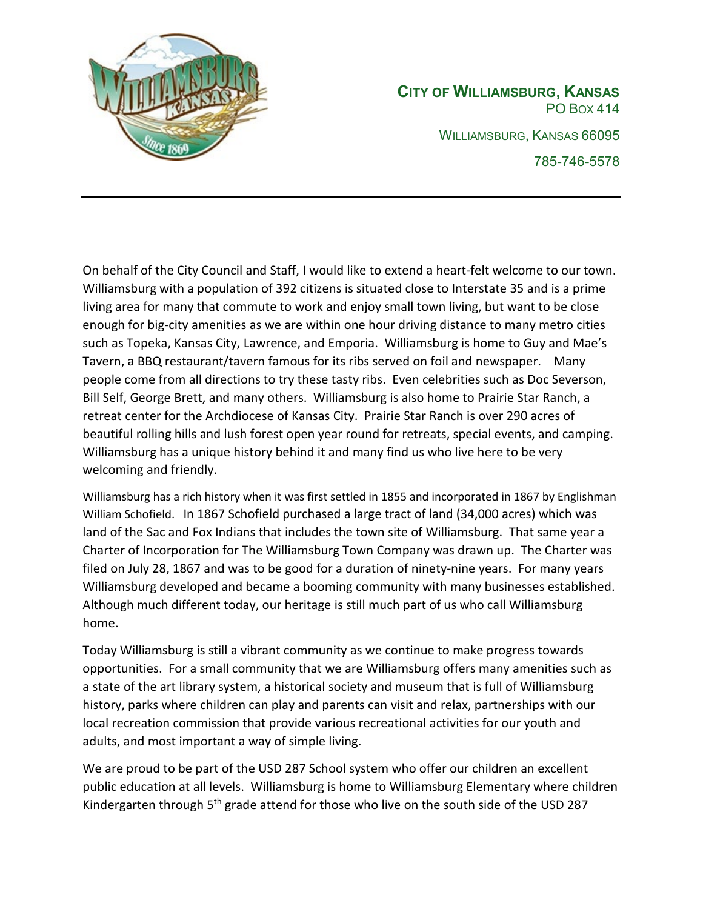**City of Williamsburg, Kansas**
PO Box 414
Williamsburg, Kansas 66095
785-746-5578

---

On behalf of the City Council and Staff, I would like to extend a heart-felt welcome to our town. Williamsburg with a population of 392 citizens is situated close to Interstate 35 and is a prime living area for many that commute to work and enjoy small town living, but want to be close enough for big-city amenities as we are within one hour driving distance to many metro cities such as Topeka, Kansas City, Lawrence, and Emporia. Williamsburg is home to Guy and Mae's Tavern, a BBQ restaurant/tavern famous for its ribs served on foil and newspaper. Many people come from all directions to try these tasty ribs. Even celebrities such as Doc Severson, Bill Self, George Brett, and many others. Williamsburg is also home to Prairie Star Ranch, a retreat center for the Archdiocese of Kansas City. Prairie Star Ranch is over 290 acres of beautiful rolling hills and lush forest open year round for retreats, special events, and camping. Williamsburg has a unique history behind it and many find us who live here to be very welcoming and friendly.

Williamsburg has a rich history when it was first settled in 1855 and incorporated in 1867 by Englishman William Schofield. In 1867 Schofield purchased a large tract of land (34,000 acres) which was land of the Sac and Fox Indians that includes the town site of Williamsburg. That same year a Charter of Incorporation for The Williamsburg Town Company was drawn up. The Charter was filed on July 28, 1867 and was to be good for a duration of ninety-nine years. For many years Williamsburg developed and became a booming community with many businesses established. Although much different today, our heritage is still much part of us who call Williamsburg home.

Today Williamsburg is still a vibrant community as we continue to make progress towards opportunities. For a small community that we are Williamsburg offers many amenities such as a state of the art library system, a historical society and museum that is full of Williamsburg history, parks where children can play and parents can visit and relax, partnerships with our local recreation commission that provide various recreational activities for our youth and adults, and most important a way of simple living.

We are proud to be part of the USD 287 School system who offer our children an excellent public education at all levels. Williamsburg is home to Williamsburg Elementary where children Kindergarten through 5th grade attend for those who live on the south side of the USD 287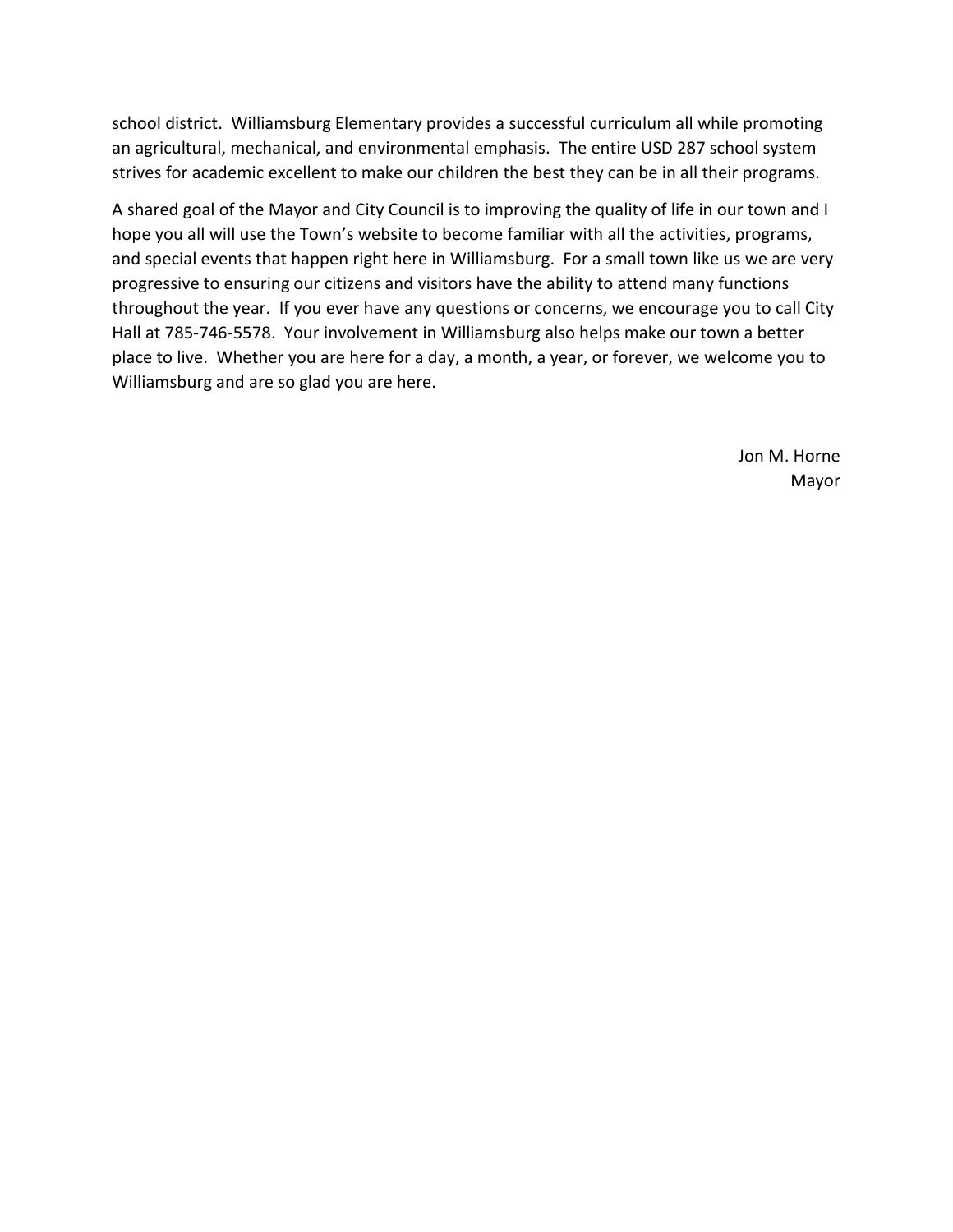school district. Williamsburg Elementary provides a successful curriculum all while promoting an agricultural, mechanical, and environmental emphasis. The entire USD 287 school system strives for academic excellent to make our children the best they can be in all their programs.

A shared goal of the Mayor and City Council is to improving the quality of life in our town and I hope you all will use the Town's website to become familiar with all the activities, programs, and special events that happen right here in Williamsburg. For a small town like us we are very progressive to ensuring our citizens and visitors have the ability to attend many functions throughout the year. If you ever have any questions or concerns, we encourage you to call City Hall at 785-746-5578. Your involvement in Williamsburg also helps make our town a better place to live. Whether you are here for a day, a month, a year, or forever, we welcome you to Williamsburg and are so glad you are here.

Jon M. Horne
Mayor